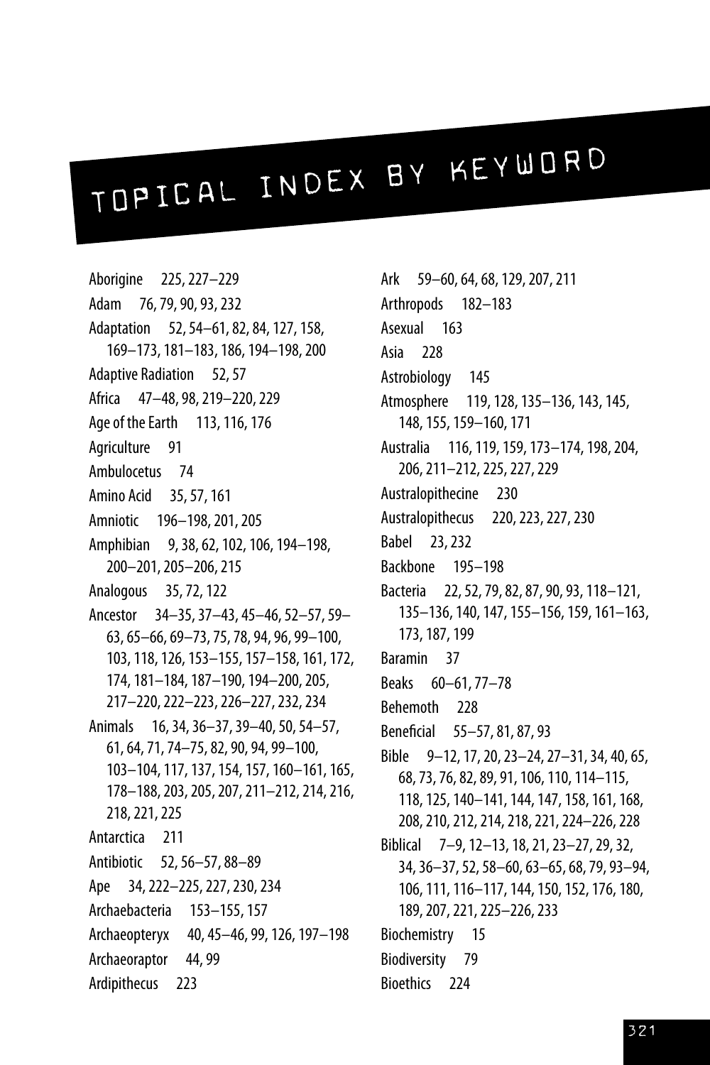# TOPICAL INDEX BY KEYWORD

Aborigine 225, 227–229
Adam 76, 79, 90, 93, 232
Adaptation 52, 54–61, 82, 84, 127, 158, 169–173, 181–183, 186, 194–198, 200
Adaptive Radiation 52, 57
Africa 47–48, 98, 219–220, 229
Age of the Earth 113, 116, 176
Agriculture 91
Ambulocetus 74
Amino Acid 35, 57, 161
Amniotic 196–198, 201, 205
Amphibian 9, 38, 62, 102, 106, 194–198, 200–201, 205–206, 215
Analogous 35, 72, 122
Ancestor 34–35, 37–43, 45–46, 52–57, 59–63, 65–66, 69–73, 75, 78, 94, 96, 99–100, 103, 118, 126, 153–155, 157–158, 161, 172, 174, 181–184, 187–190, 194–200, 205, 217–220, 222–223, 226–227, 232, 234
Animals 16, 34, 36–37, 39–40, 50, 54–57, 61, 64, 71, 74–75, 82, 90, 94, 99–100, 103–104, 117, 137, 154, 157, 160–161, 165, 178–188, 203, 205, 207, 211–212, 214, 216, 218, 221, 225
Antarctica 211
Antibiotic 52, 56–57, 88–89
Ape 34, 222–225, 227, 230, 234
Archaebacteria 153–155, 157
Archaeopteryx 40, 45–46, 99, 126, 197–198
Archaeoraptor 44, 99
Ardipithecus 223
Ark 59–60, 64, 68, 129, 207, 211
Arthropods 182–183
Asexual 163
Asia 228
Astrobiology 145
Atmosphere 119, 128, 135–136, 143, 145, 148, 155, 159–160, 171
Australia 116, 119, 159, 173–174, 198, 204, 206, 211–212, 225, 227, 229
Australopithecine 230
Australopithecus 220, 223, 227, 230
Babel 23, 232
Backbone 195–198
Bacteria 22, 52, 79, 82, 87, 90, 93, 118–121, 135–136, 140, 147, 155–156, 159, 161–163, 173, 187, 199
Baramin 37
Beaks 60–61, 77–78
Behemoth 228
Beneficial 55–57, 81, 87, 93
Bible 9–12, 17, 20, 23–24, 27–31, 34, 40, 65, 68, 73, 76, 82, 89, 91, 106, 110, 114–115, 118, 125, 140–141, 144, 147, 158, 161, 168, 208, 210, 212, 214, 218, 221, 224–226, 228
Biblical 7–9, 12–13, 18, 21, 23–27, 29, 32, 34, 36–37, 52, 58–60, 63–65, 68, 79, 93–94, 106, 111, 116–117, 144, 150, 152, 176, 180, 189, 207, 221, 225–226, 233
Biochemistry 15
Biodiversity 79
Bioethics 224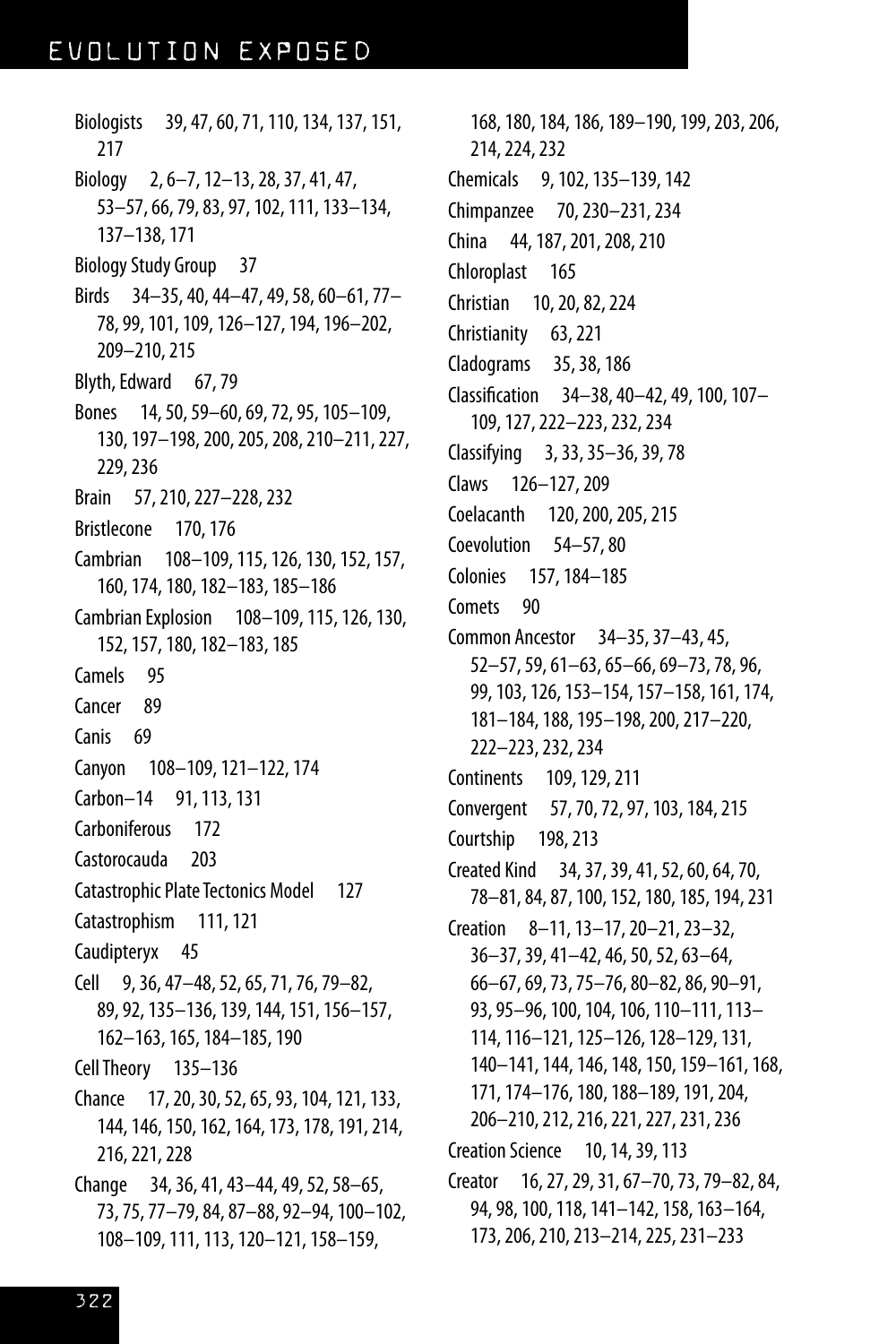Biologists 39, 47, 60, 71, 110, 134, 137, 151, 217

Biology 2, 6–7, 12–13, 28, 37, 41, 47, 53–57, 66, 79, 83, 97, 102, 111, 133–134, 137–138, 171

Biology Study Group 37

Birds 34–35, 40, 44–47, 49, 58, 60–61, 77–78, 99, 101, 109, 126–127, 194, 196–202, 209–210, 215

Blyth, Edward 67, 79

Bones 14, 50, 59–60, 69, 72, 95, 105–109, 130, 197–198, 200, 205, 208, 210–211, 227, 229, 236

Brain 57, 210, 227–228, 232

Bristlecone 170, 176

Cambrian 108–109, 115, 126, 130, 152, 157, 160, 174, 180, 182–183, 185–186

Cambrian Explosion 108–109, 115, 126, 130, 152, 157, 180, 182–183, 185

Camels 95

Cancer 89

Canis 69

Canyon 108–109, 121–122, 174

Carbon–14 91, 113, 131

Carboniferous 172

Castorocauda 203

Catastrophic Plate Tectonics Model 127

Catastrophism 111, 121

Caudipteryx 45

Cell 9, 36, 47–48, 52, 65, 71, 76, 79–82, 89, 92, 135–136, 139, 144, 151, 156–157, 162–163, 165, 184–185, 190

Cell Theory 135–136

Chance 17, 20, 30, 52, 65, 93, 104, 121, 133, 144, 146, 150, 162, 164, 173, 178, 191, 214, 216, 221, 228

Change 34, 36, 41, 43–44, 49, 52, 58–65, 73, 75, 77–79, 84, 87–88, 92–94, 100–102, 108–109, 111, 113, 120–121, 158–159, 168, 180, 184, 186, 189–190, 199, 203, 206, 214, 224, 232

Chemicals 9, 102, 135–139, 142

Chimpanzee 70, 230–231, 234

China 44, 187, 201, 208, 210

Chloroplast 165

Christian 10, 20, 82, 224

Christianity 63, 221

Cladograms 35, 38, 186

Classification 34–38, 40–42, 49, 100, 107–109, 127, 222–223, 232, 234

Classifying 3, 33, 35–36, 39, 78

Claws 126–127, 209

Coelacanth 120, 200, 205, 215

Coevolution 54–57, 80

Colonies 157, 184–185

Comets 90

Common Ancestor 34–35, 37–43, 45, 52–57, 59, 61–63, 65–66, 69–73, 78, 96, 99, 103, 126, 153–154, 157–158, 161, 174, 181–184, 188, 195–198, 200, 217–220, 222–223, 232, 234

Continents 109, 129, 211

Convergent 57, 70, 72, 97, 103, 184, 215

Courtship 198, 213

Created Kind 34, 37, 39, 41, 52, 60, 64, 70, 78–81, 84, 87, 100, 152, 180, 185, 194, 231

Creation 8–11, 13–17, 20–21, 23–32, 36–37, 39, 41–42, 46, 50, 52, 63–64, 66–67, 69, 73, 75–76, 80–82, 86, 90–91, 93, 95–96, 100, 104, 106, 110–111, 113–114, 116–121, 125–126, 128–129, 131, 140–141, 144, 146, 148, 150, 159–161, 168, 171, 174–176, 180, 188–189, 191, 204, 206–210, 212, 216, 221, 227, 231, 236

Creation Science 10, 14, 39, 113

Creator 16, 27, 29, 31, 67–70, 73, 79–82, 84, 94, 98, 100, 118, 141–142, 158, 163–164, 173, 206, 210, 213–214, 225, 231–233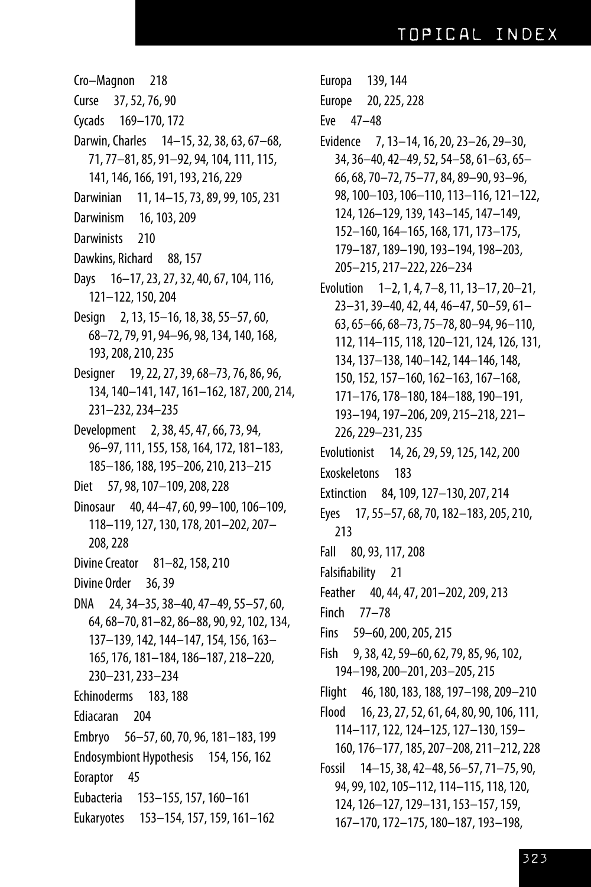Cro–Magnon 218

Curse 37, 52, 76, 90

Cycads 169–170, 172

Darwin, Charles 14–15, 32, 38, 63, 67–68, 71, 77–81, 85, 91–92, 94, 104, 111, 115, 141, 146, 166, 191, 193, 216, 229

Darwinian 11, 14–15, 73, 89, 99, 105, 231

Darwinism 16, 103, 209

Darwinists 210

Dawkins, Richard 88, 157

Days 16–17, 23, 27, 32, 40, 67, 104, 116, 121–122, 150, 204

Design 2, 13, 15–16, 18, 38, 55–57, 60, 68–72, 79, 91, 94–96, 98, 134, 140, 168, 193, 208, 210, 235

Designer 19, 22, 27, 39, 68–73, 76, 86, 96, 134, 140–141, 147, 161–162, 187, 200, 214, 231–232, 234–235

Development 2, 38, 45, 47, 66, 73, 94, 96–97, 111, 155, 158, 164, 172, 181–183, 185–186, 188, 195–206, 210, 213–215

Diet 57, 98, 107–109, 208, 228

Dinosaur 40, 44–47, 60, 99–100, 106–109, 118–119, 127, 130, 178, 201–202, 207–208, 228

Divine Creator 81–82, 158, 210

Divine Order 36, 39

DNA 24, 34–35, 38–40, 47–49, 55–57, 60, 64, 68–70, 81–82, 86–88, 90, 92, 102, 134, 137–139, 142, 144–147, 154, 156, 163–165, 176, 181–184, 186–187, 218–220, 230–231, 233–234

Echinoderms 183, 188

Ediacaran 204

Embryo 56–57, 60, 70, 96, 181–183, 199

Endosymbiont Hypothesis 154, 156, 162

Eoraptor 45

Eubacteria 153–155, 157, 160–161

Eukaryotes 153–154, 157, 159, 161–162

Europa 139, 144

Europe 20, 225, 228

Eve 47–48

Evidence 7, 13–14, 16, 20, 23–26, 29–30, 34, 36–40, 42–49, 52, 54–58, 61–63, 65–66, 68, 70–72, 75–77, 84, 89–90, 93–96, 98, 100–103, 106–110, 113–116, 121–122, 124, 126–129, 139, 143–145, 147–149, 152–160, 164–165, 168, 171, 173–175, 179–187, 189–190, 193–194, 198–203, 205–215, 217–222, 226–234

Evolution 1–2, 1, 4, 7–8, 11, 13–17, 20–21, 23–31, 39–40, 42, 44, 46–47, 50–59, 61–63, 65–66, 68–73, 75–78, 80–94, 96–110, 112, 114–115, 118, 120–121, 124, 126, 131, 134, 137–138, 140–142, 144–146, 148, 150, 152, 157–160, 162–163, 167–168, 171–176, 178–180, 184–188, 190–191, 193–194, 197–206, 209, 215–218, 221–226, 229–231, 235

Evolutionist 14, 26, 29, 59, 125, 142, 200

Exoskeletons 183

Extinction 84, 109, 127–130, 207, 214

Eyes 17, 55–57, 68, 70, 182–183, 205, 210, 213

Fall 80, 93, 117, 208

Falsifiability 21

Feather 40, 44, 47, 201–202, 209, 213

Finch 77–78

Fins 59–60, 200, 205, 215

Fish 9, 38, 42, 59–60, 62, 79, 85, 96, 102, 194–198, 200–201, 203–205, 215

Flight 46, 180, 183, 188, 197–198, 209–210

Flood 16, 23, 27, 52, 61, 64, 80, 90, 106, 111, 114–117, 122, 124–125, 127–130, 159–160, 176–177, 185, 207–208, 211–212, 228

Fossil 14–15, 38, 42–48, 56–57, 71–75, 90, 94, 99, 102, 105–112, 114–115, 118, 120, 124, 126–127, 129–131, 153–157, 159, 167–170, 172–175, 180–187, 193–198,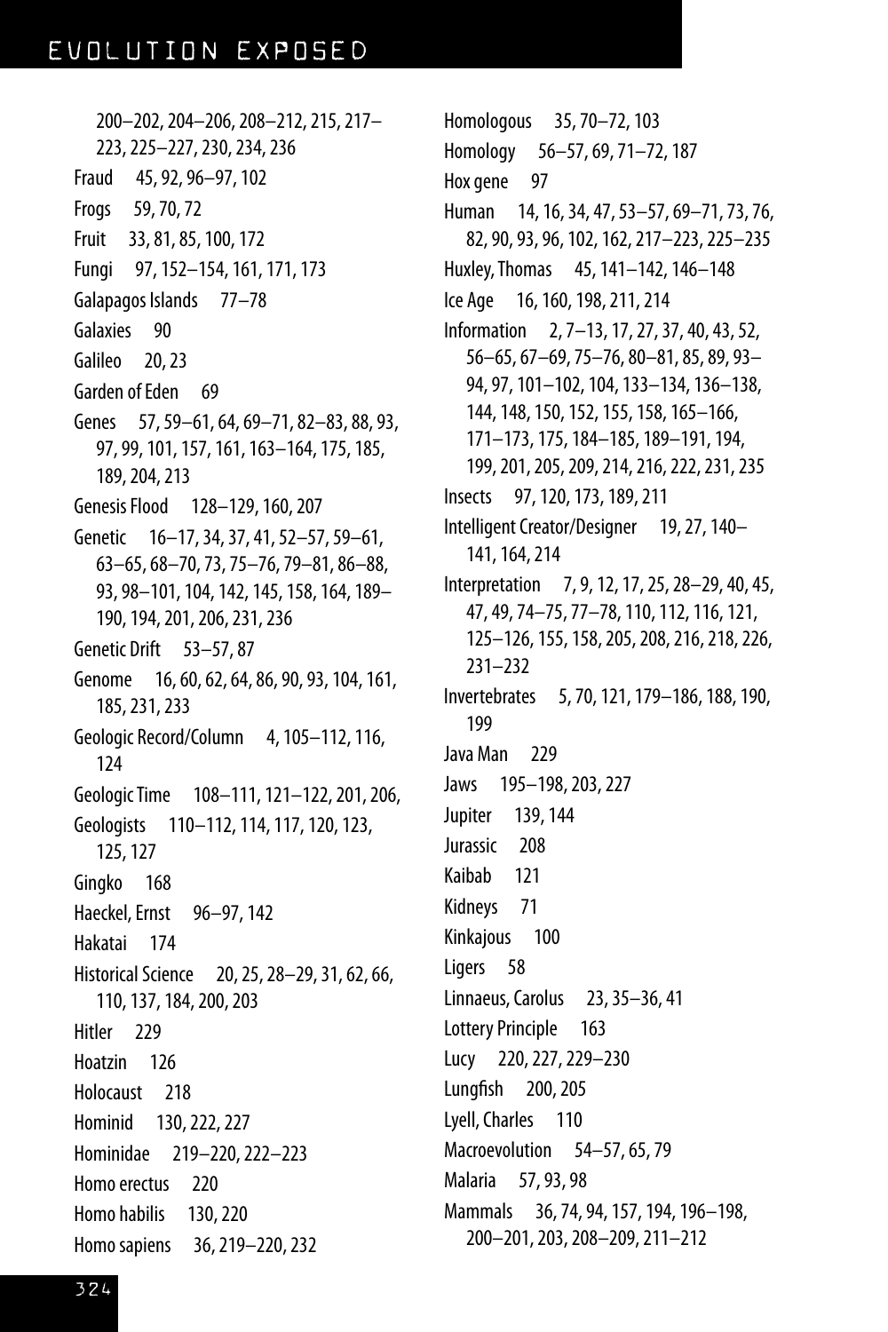200–202, 204–206, 208–212, 215, 217–223, 225–227, 230, 234, 236

Fraud 45, 92, 96–97, 102

Frogs 59, 70, 72

Fruit 33, 81, 85, 100, 172

Fungi 97, 152–154, 161, 171, 173

Galapagos Islands 77–78

Galaxies 90

Galileo 20, 23

Garden of Eden 69

Genes 57, 59–61, 64, 69–71, 82–83, 88, 93, 97, 99, 101, 157, 161, 163–164, 175, 185, 189, 204, 213

Genesis Flood 128–129, 160, 207

Genetic 16–17, 34, 37, 41, 52–57, 59–61, 63–65, 68–70, 73, 75–76, 79–81, 86–88, 93, 98–101, 104, 142, 145, 158, 164, 189–190, 194, 201, 206, 231, 236

Genetic Drift 53–57, 87

Genome 16, 60, 62, 64, 86, 90, 93, 104, 161, 185, 231, 233

Geologic Record/Column 4, 105–112, 116, 124

Geologic Time 108–111, 121–122, 201, 206,

Geologists 110–112, 114, 117, 120, 123, 125, 127

Gingko 168

Haeckel, Ernst 96–97, 142

Hakatai 174

Historical Science 20, 25, 28–29, 31, 62, 66, 110, 137, 184, 200, 203

Hitler 229

Hoatzin 126

Holocaust 218

Hominid 130, 222, 227

Hominidae 219–220, 222–223

Homo erectus 220

Homo habilis 130, 220

Homo sapiens 36, 219–220, 232

Homologous 35, 70–72, 103

Homology 56–57, 69, 71–72, 187

Hox gene 97

Human 14, 16, 34, 47, 53–57, 69–71, 73, 76, 82, 90, 93, 96, 102, 162, 217–223, 225–235

Huxley, Thomas 45, 141–142, 146–148

Ice Age 16, 160, 198, 211, 214

Information 2, 7–13, 17, 27, 37, 40, 43, 52, 56–65, 67–69, 75–76, 80–81, 85, 89, 93–94, 97, 101–102, 104, 133–134, 136–138, 144, 148, 150, 152, 155, 158, 165–166, 171–173, 175, 184–185, 189–191, 194, 199, 201, 205, 209, 214, 216, 222, 231, 235

Insects 97, 120, 173, 189, 211

Intelligent Creator/Designer 19, 27, 140–141, 164, 214

Interpretation 7, 9, 12, 17, 25, 28–29, 40, 45, 47, 49, 74–75, 77–78, 110, 112, 116, 121, 125–126, 155, 158, 205, 208, 216, 218, 226, 231–232

Invertebrates 5, 70, 121, 179–186, 188, 190, 199

Java Man 229

Jaws 195–198, 203, 227

Jupiter 139, 144

Jurassic 208

Kaibab 121

Kidneys 71

Kinkajous 100

Ligers 58

Linnaeus, Carolus 23, 35–36, 41

Lottery Principle 163

Lucy 220, 227, 229–230

Lungfish 200, 205

Lyell, Charles 110

Macroevolution 54–57, 65, 79

Malaria 57, 93, 98

Mammals 36, 74, 94, 157, 194, 196–198, 200–201, 203, 208–209, 211–212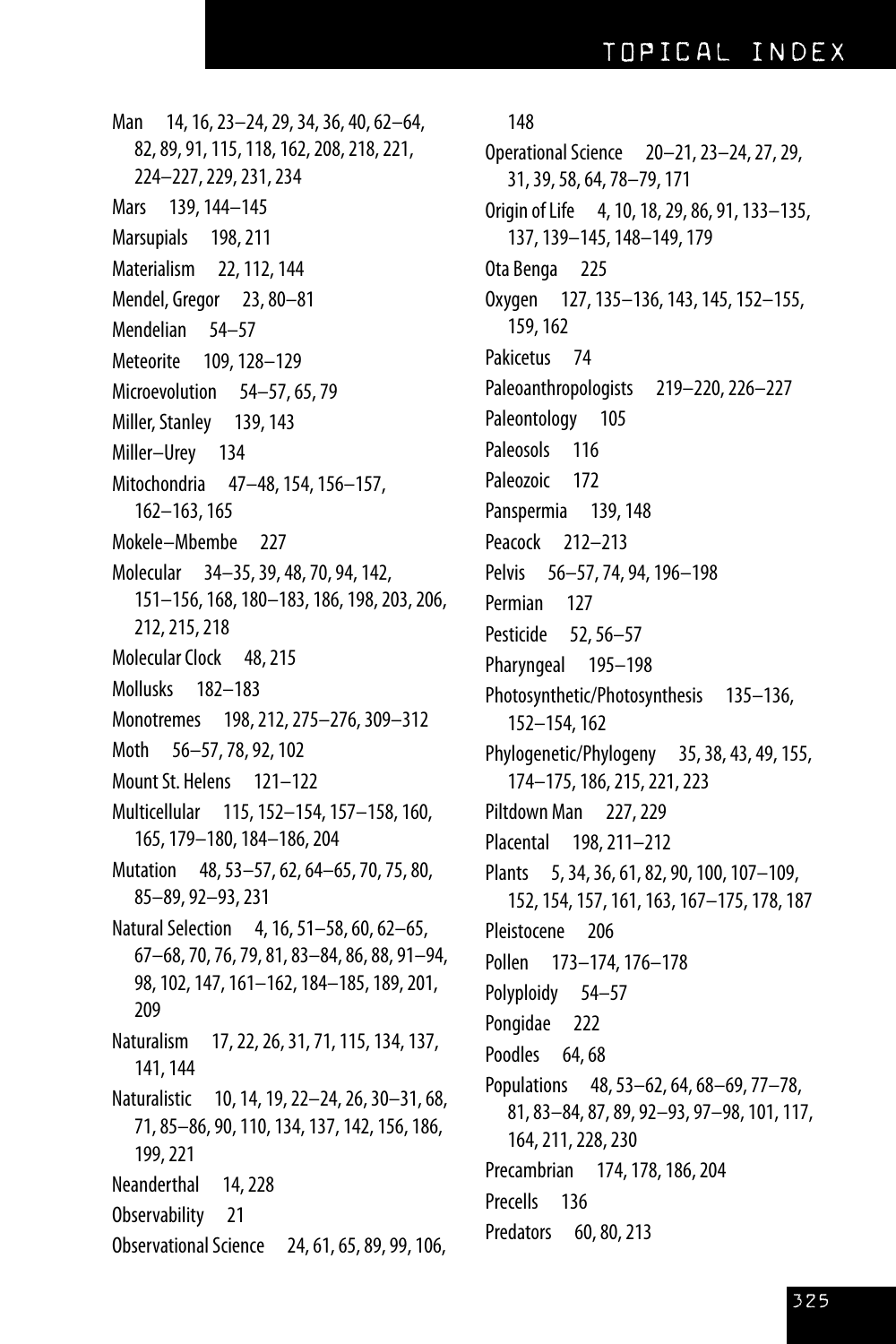Man 14, 16, 23–24, 29, 34, 36, 40, 62–64, 82, 89, 91, 115, 118, 162, 208, 218, 221, 224–227, 229, 231, 234

Mars 139, 144–145

Marsupials 198, 211

Materialism 22, 112, 144

Mendel, Gregor 23, 80–81

Mendelian 54–57

Meteorite 109, 128–129

Microevolution 54–57, 65, 79

Miller, Stanley 139, 143

Miller–Urey 134

Mitochondria 47–48, 154, 156–157, 162–163, 165

Mokele–Mbembe 227

Molecular 34–35, 39, 48, 70, 94, 142, 151–156, 168, 180–183, 186, 198, 203, 206, 212, 215, 218

Molecular Clock 48, 215

Mollusks 182–183

Monotremes 198, 212, 275–276, 309–312

Moth 56–57, 78, 92, 102

Mount St. Helens 121–122

Multicellular 115, 152–154, 157–158, 160, 165, 179–180, 184–186, 204

Mutation 48, 53–57, 62, 64–65, 70, 75, 80, 85–89, 92–93, 231

Natural Selection 4, 16, 51–58, 60, 62–65, 67–68, 70, 76, 79, 81, 83–84, 86, 88, 91–94, 98, 102, 147, 161–162, 184–185, 189, 201, 209

Naturalism 17, 22, 26, 31, 71, 115, 134, 137, 141, 144

Naturalistic 10, 14, 19, 22–24, 26, 30–31, 68, 71, 85–86, 90, 110, 134, 137, 142, 156, 186, 199, 221

Neanderthal 14, 228

Observability 21

Observational Science 24, 61, 65, 89, 99, 106, 148

Operational Science 20–21, 23–24, 27, 29, 31, 39, 58, 64, 78–79, 171

Origin of Life 4, 10, 18, 29, 86, 91, 133–135, 137, 139–145, 148–149, 179

Ota Benga 225

Oxygen 127, 135–136, 143, 145, 152–155, 159, 162

Pakicetus 74

Paleoanthropologists 219–220, 226–227

Paleontology 105

Paleosols 116

Paleozoic 172

Panspermia 139, 148

Peacock 212–213

Pelvis 56–57, 74, 94, 196–198

Permian 127

Pesticide 52, 56–57

Pharyngeal 195–198

Photosynthetic/Photosynthesis 135–136, 152–154, 162

Phylogenetic/Phylogeny 35, 38, 43, 49, 155, 174–175, 186, 215, 221, 223

Piltdown Man 227, 229

Placental 198, 211–212

Plants 5, 34, 36, 61, 82, 90, 100, 107–109, 152, 154, 157, 161, 163, 167–175, 178, 187

Pleistocene 206

Pollen 173–174, 176–178

Polyploidy 54–57

Pongidae 222

Poodles 64, 68

Populations 48, 53–62, 64, 68–69, 77–78, 81, 83–84, 87, 89, 92–93, 97–98, 101, 117, 164, 211, 228, 230

Precambrian 174, 178, 186, 204

Precells 136

Predators 60, 80, 213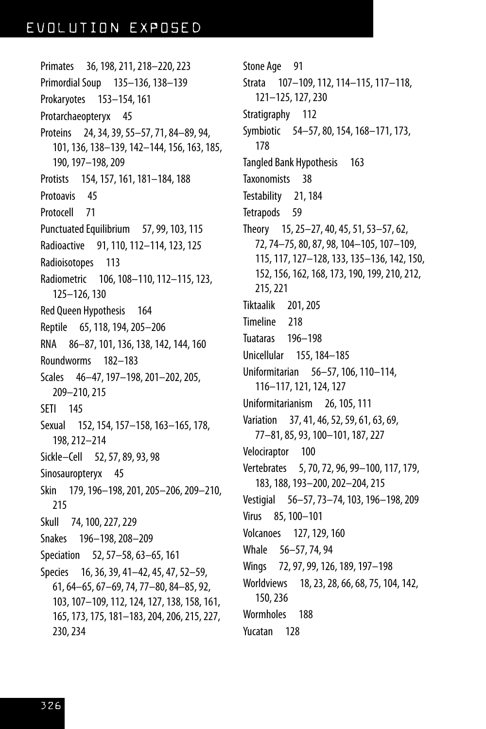Primates 36, 198, 211, 218–220, 223
Primordial Soup 135–136, 138–139
Prokaryotes 153–154, 161
Protarchaeopteryx 45
Proteins 24, 34, 39, 55–57, 71, 84–89, 94, 101, 136, 138–139, 142–144, 156, 163, 185, 190, 197–198, 209
Protists 154, 157, 161, 181–184, 188
Protoavis 45
Protocell 71
Punctuated Equilibrium 57, 99, 103, 115
Radioactive 91, 110, 112–114, 123, 125
Radioisotopes 113
Radiometric 106, 108–110, 112–115, 123, 125–126, 130
Red Queen Hypothesis 164
Reptile 65, 118, 194, 205–206
RNA 86–87, 101, 136, 138, 142, 144, 160
Roundworms 182–183
Scales 46–47, 197–198, 201–202, 205, 209–210, 215
SETI 145
Sexual 152, 154, 157–158, 163–165, 178, 198, 212–214
Sickle–Cell 52, 57, 89, 93, 98
Sinosauropteryx 45
Skin 179, 196–198, 201, 205–206, 209–210, 215
Skull 74, 100, 227, 229
Snakes 196–198, 208–209
Speciation 52, 57–58, 63–65, 161
Species 16, 36, 39, 41–42, 45, 47, 52–59, 61, 64–65, 67–69, 74, 77–80, 84–85, 92, 103, 107–109, 112, 124, 127, 138, 158, 161, 165, 173, 175, 181–183, 204, 206, 215, 227, 230, 234
Stone Age 91
Strata 107–109, 112, 114–115, 117–118, 121–125, 127, 230
Stratigraphy 112
Symbiotic 54–57, 80, 154, 168–171, 173, 178
Tangled Bank Hypothesis 163
Taxonomists 38
Testability 21, 184
Tetrapods 59
Theory 15, 25–27, 40, 45, 51, 53–57, 62, 72, 74–75, 80, 87, 98, 104–105, 107–109, 115, 117, 127–128, 133, 135–136, 142, 150, 152, 156, 162, 168, 173, 190, 199, 210, 212, 215, 221
Tiktaalik 201, 205
Timeline 218
Tuataras 196–198
Unicellular 155, 184–185
Uniformitarian 56–57, 106, 110–114, 116–117, 121, 124, 127
Uniformitarianism 26, 105, 111
Variation 37, 41, 46, 52, 59, 61, 63, 69, 77–81, 85, 93, 100–101, 187, 227
Velociraptor 100
Vertebrates 5, 70, 72, 96, 99–100, 117, 179, 183, 188, 193–200, 202–204, 215
Vestigial 56–57, 73–74, 103, 196–198, 209
Virus 85, 100–101
Volcanoes 127, 129, 160
Whale 56–57, 74, 94
Wings 72, 97, 99, 126, 189, 197–198
Worldviews 18, 23, 28, 66, 68, 75, 104, 142, 150, 236
Wormholes 188
Yucatan 128